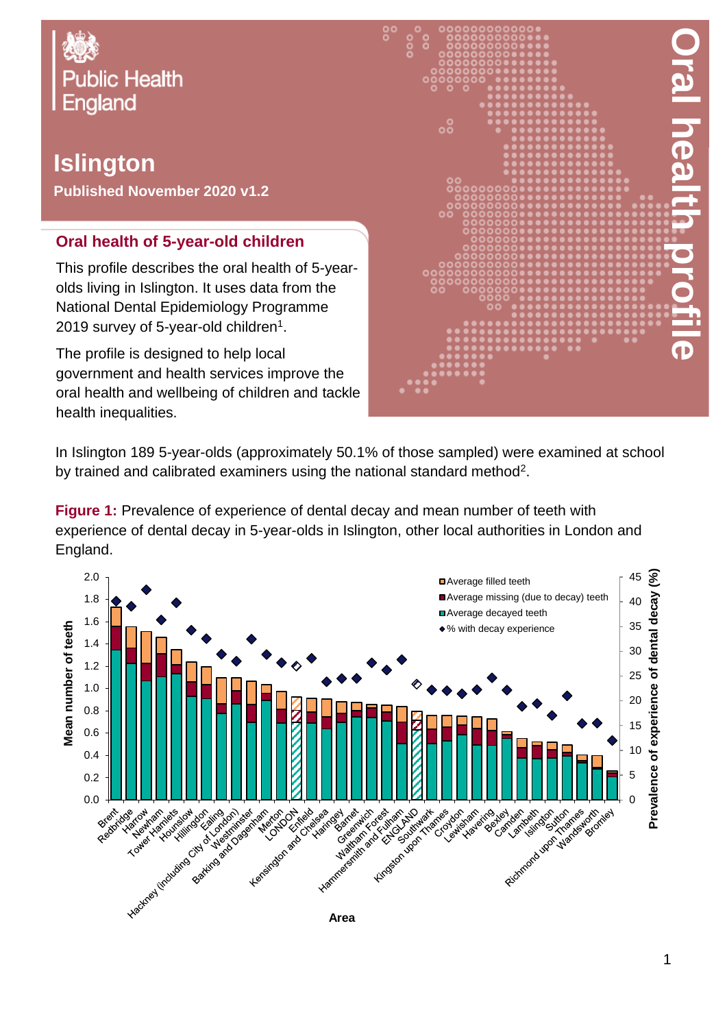Public Health England

# Islington

**Published November 2020 v1.2**

# Oral health profile

## Oral health of 5-year-old children

This profile describes the oral health of 5-year-olds living in Islington. It uses data from the National Dental Epidemiology Programme 2019 survey of 5-year-old children[1].

The profile is designed to help local government and health services improve the oral health and wellbeing of children and tackle health inequalities.

In Islington 189 5-year-olds (approximately 50.1% of those sampled) were examined at school by trained and calibrated examiners using the national standard method[2].

**Figure 1:** Prevalence of experience of dental decay and mean number of teeth with experience of dental decay in 5-year-olds in Islington, other local authorities in London and England.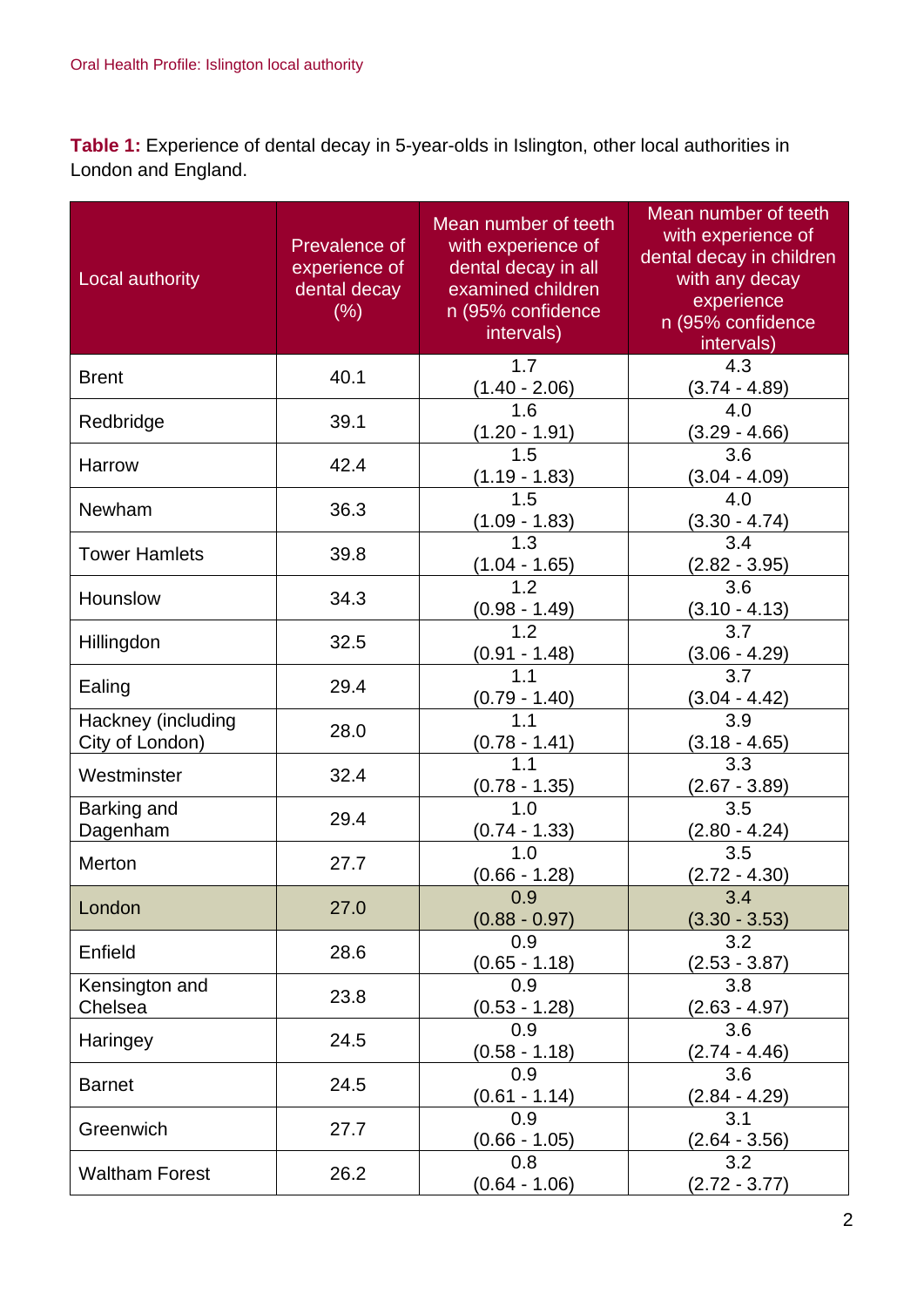**Table 1:** Experience of dental decay in 5-year-olds in Islington, other local authorities in London and England.

| Local authority | Prevalence of experience of dental decay (%) | Mean number of teeth with experience of dental decay in all examined children n (95% confidence intervals) | Mean number of teeth with experience of dental decay in children with any decay experience n (95% confidence intervals) |
|---|---|---|---|
| Brent | 40.1 | 1.7 (1.40 - 2.06) | 4.3 (3.74 - 4.89) |
| Redbridge | 39.1 | 1.6 (1.20 - 1.91) | 4.0 (3.29 - 4.66) |
| Harrow | 42.4 | 1.5 (1.19 - 1.83) | 3.6 (3.04 - 4.09) |
| Newham | 36.3 | 1.5 (1.09 - 1.83) | 4.0 (3.30 - 4.74) |
| Tower Hamlets | 39.8 | 1.3 (1.04 - 1.65) | 3.4 (2.82 - 3.95) |
| Hounslow | 34.3 | 1.2 (0.98 - 1.49) | 3.6 (3.10 - 4.13) |
| Hillingdon | 32.5 | 1.2 (0.91 - 1.48) | 3.7 (3.06 - 4.29) |
| Ealing | 29.4 | 1.1 (0.79 - 1.40) | 3.7 (3.04 - 4.42) |
| Hackney (including City of London) | 28.0 | 1.1 (0.78 - 1.41) | 3.9 (3.18 - 4.65) |
| Westminster | 32.4 | 1.1 (0.78 - 1.35) | 3.3 (2.67 - 3.89) |
| Barking and Dagenham | 29.4 | 1.0 (0.74 - 1.33) | 3.5 (2.80 - 4.24) |
| Merton | 27.7 | 1.0 (0.66 - 1.28) | 3.5 (2.72 - 4.30) |
| London | 27.0 | 0.9 (0.88 - 0.97) | 3.4 (3.30 - 3.53) |
| Enfield | 28.6 | 0.9 (0.65 - 1.18) | 3.2 (2.53 - 3.87) |
| Kensington and Chelsea | 23.8 | 0.9 (0.53 - 1.28) | 3.8 (2.63 - 4.97) |
| Haringey | 24.5 | 0.9 (0.58 - 1.18) | 3.6 (2.74 - 4.46) |
| Barnet | 24.5 | 0.9 (0.61 - 1.14) | 3.6 (2.84 - 4.29) |
| Greenwich | 27.7 | 0.9 (0.66 - 1.05) | 3.1 (2.64 - 3.56) |
| Waltham Forest | 26.2 | 0.8 (0.64 - 1.06) | 3.2 (2.72 - 3.77) |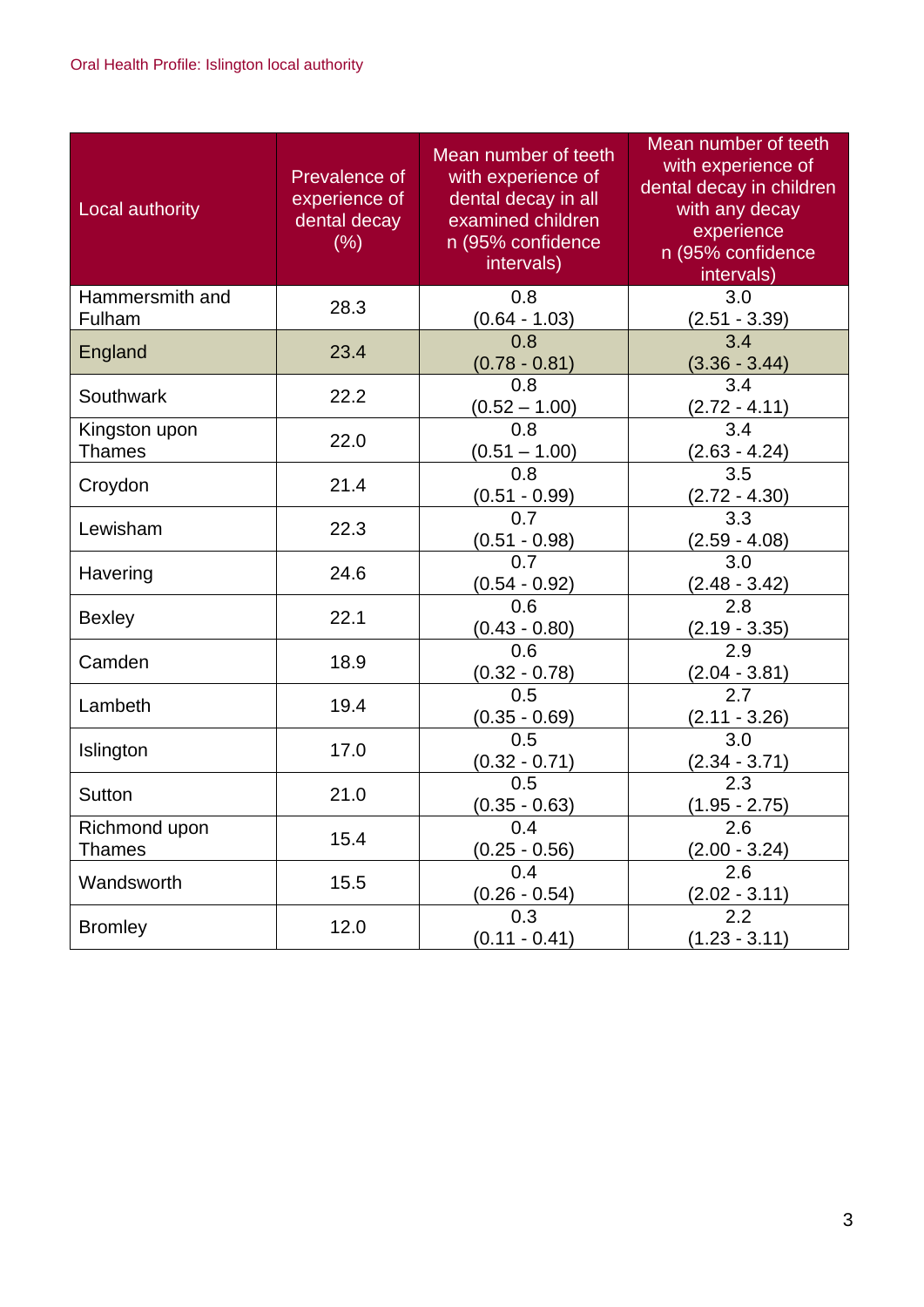| Local authority | Prevalence of experience of dental decay (%) | Mean number of teeth with experience of dental decay in all examined children n (95% confidence intervals) | Mean number of teeth with experience of dental decay in children with any decay experience n (95% confidence intervals) |
|---|---|---|---|
| Hammersmith and Fulham | 28.3 | 0.8 (0.64 - 1.03) | 3.0 (2.51 - 3.39) |
| England | 23.4 | 0.8 (0.78 - 0.81) | 3.4 (3.36 - 3.44) |
| Southwark | 22.2 | 0.8 (0.52 – 1.00) | 3.4 (2.72 - 4.11) |
| Kingston upon Thames | 22.0 | 0.8 (0.51 – 1.00) | 3.4 (2.63 - 4.24) |
| Croydon | 21.4 | 0.8 (0.51 - 0.99) | 3.5 (2.72 - 4.30) |
| Lewisham | 22.3 | 0.7 (0.51 - 0.98) | 3.3 (2.59 - 4.08) |
| Havering | 24.6 | 0.7 (0.54 - 0.92) | 3.0 (2.48 - 3.42) |
| Bexley | 22.1 | 0.6 (0.43 - 0.80) | 2.8 (2.19 - 3.35) |
| Camden | 18.9 | 0.6 (0.32 - 0.78) | 2.9 (2.04 - 3.81) |
| Lambeth | 19.4 | 0.5 (0.35 - 0.69) | 2.7 (2.11 - 3.26) |
| Islington | 17.0 | 0.5 (0.32 - 0.71) | 3.0 (2.34 - 3.71) |
| Sutton | 21.0 | 0.5 (0.35 - 0.63) | 2.3 (1.95 - 2.75) |
| Richmond upon Thames | 15.4 | 0.4 (0.25 - 0.56) | 2.6 (2.00 - 3.24) |
| Wandsworth | 15.5 | 0.4 (0.26 - 0.54) | 2.6 (2.02 - 3.11) |
| Bromley | 12.0 | 0.3 (0.11 - 0.41) | 2.2 (1.23 - 3.11) |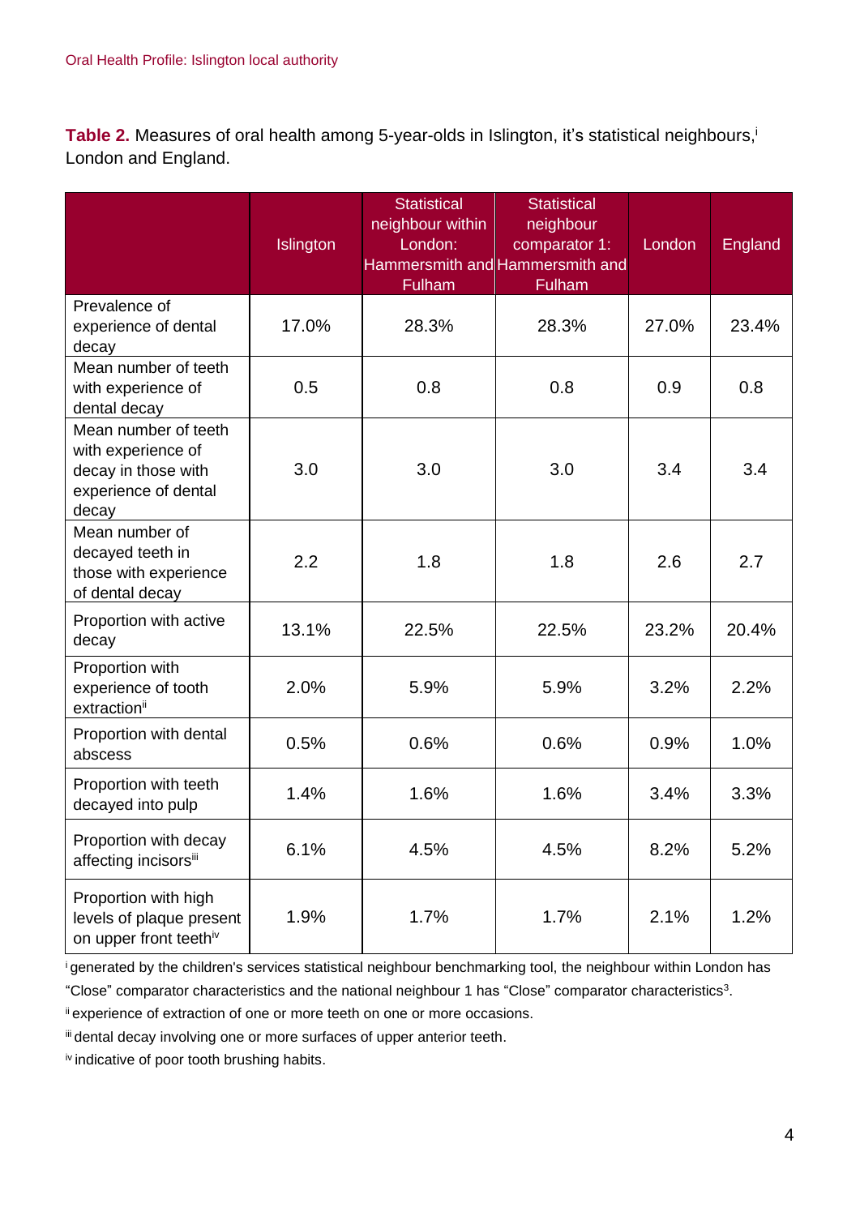**Table 2.** Measures of oral health among 5-year-olds in Islington, it's statistical neighbours,[i] London and England.

| | Islington | Statistical neighbour within London: Hammersmith and Fulham | Statistical neighbour comparator 1: Hammersmith and Fulham | London | England |
|---|---|---|---|---|---|
| Prevalence of experience of dental decay | 17.0% | 28.3% | 28.3% | 27.0% | 23.4% |
| Mean number of teeth with experience of dental decay | 0.5 | 0.8 | 0.8 | 0.9 | 0.8 |
| Mean number of teeth with experience of decay in those with experience of dental decay | 3.0 | 3.0 | 3.0 | 3.4 | 3.4 |
| Mean number of decayed teeth in those with experience of dental decay | 2.2 | 1.8 | 1.8 | 2.6 | 2.7 |
| Proportion with active decay | 13.1% | 22.5% | 22.5% | 23.2% | 20.4% |
| Proportion with experience of tooth extraction[ii] | 2.0% | 5.9% | 5.9% | 3.2% | 2.2% |
| Proportion with dental abscess | 0.5% | 0.6% | 0.6% | 0.9% | 1.0% |
| Proportion with teeth decayed into pulp | 1.4% | 1.6% | 1.6% | 3.4% | 3.3% |
| Proportion with decay affecting incisors[iii] | 6.1% | 4.5% | 4.5% | 8.2% | 5.2% |
| Proportion with high levels of plaque present on upper front teeth[iv] | 1.9% | 1.7% | 1.7% | 2.1% | 1.2% |

[i] generated by the children's services statistical neighbour benchmarking tool, the neighbour within London has "Close" comparator characteristics and the national neighbour 1 has "Close" comparator characteristics[3].

[ii] experience of extraction of one or more teeth on one or more occasions.

[iii] dental decay involving one or more surfaces of upper anterior teeth.

[iv] indicative of poor tooth brushing habits.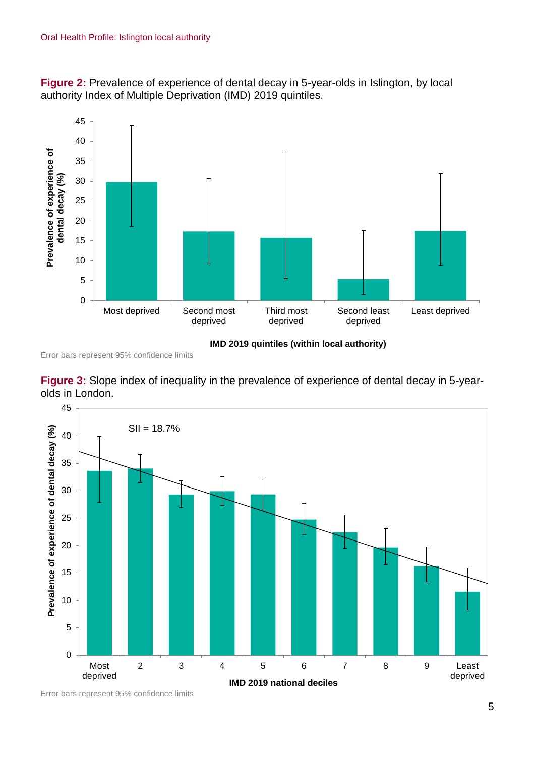**Figure 2:** Prevalence of experience of dental decay in 5-year-olds in Islington, by local authority Index of Multiple Deprivation (IMD) 2019 quintiles.

Error bars represent 95% confidence limits

**Figure 3:** Slope index of inequality in the prevalence of experience of dental decay in 5-year-olds in London.

Error bars represent 95% confidence limits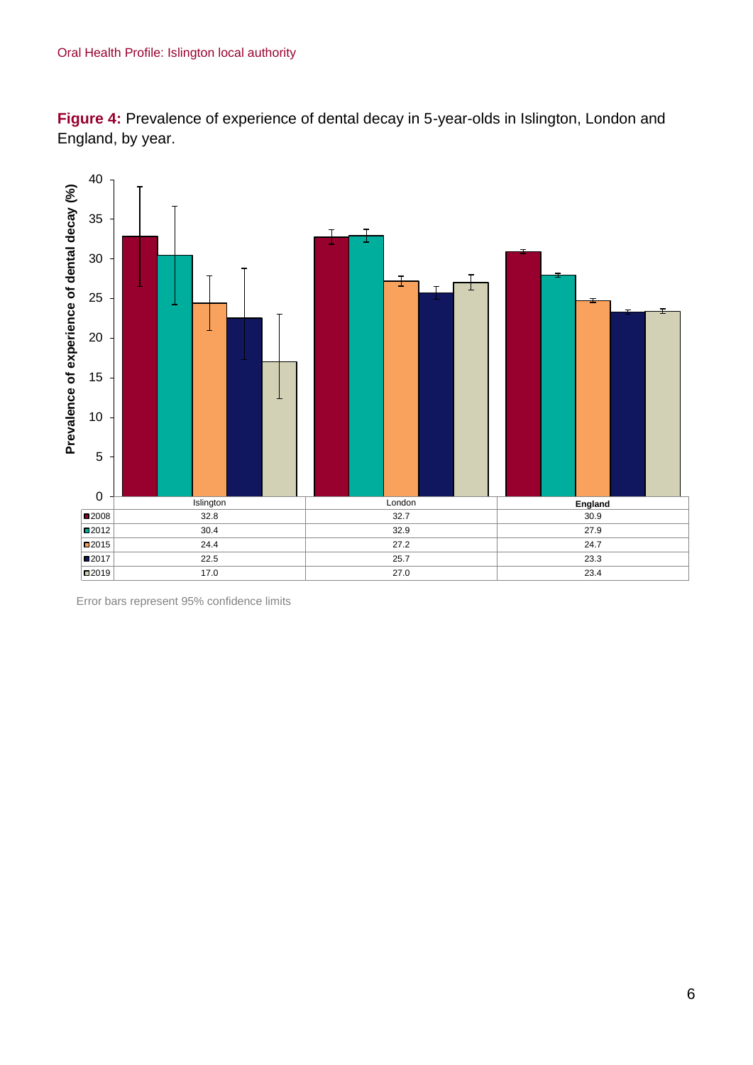**Figure 4:** Prevalence of experience of dental decay in 5-year-olds in Islington, London and England, by year.

| | Islington | London | England |
|---|---|---|---|
| 2008 | 32.8 | 32.7 | 30.9 |
| 2012 | 30.4 | 32.9 | 27.9 |
| 2015 | 24.4 | 27.2 | 24.7 |
| 2017 | 22.5 | 25.7 | 23.3 |
| 2019 | 17.0 | 27.0 | 23.4 |

Error bars represent 95% confidence limits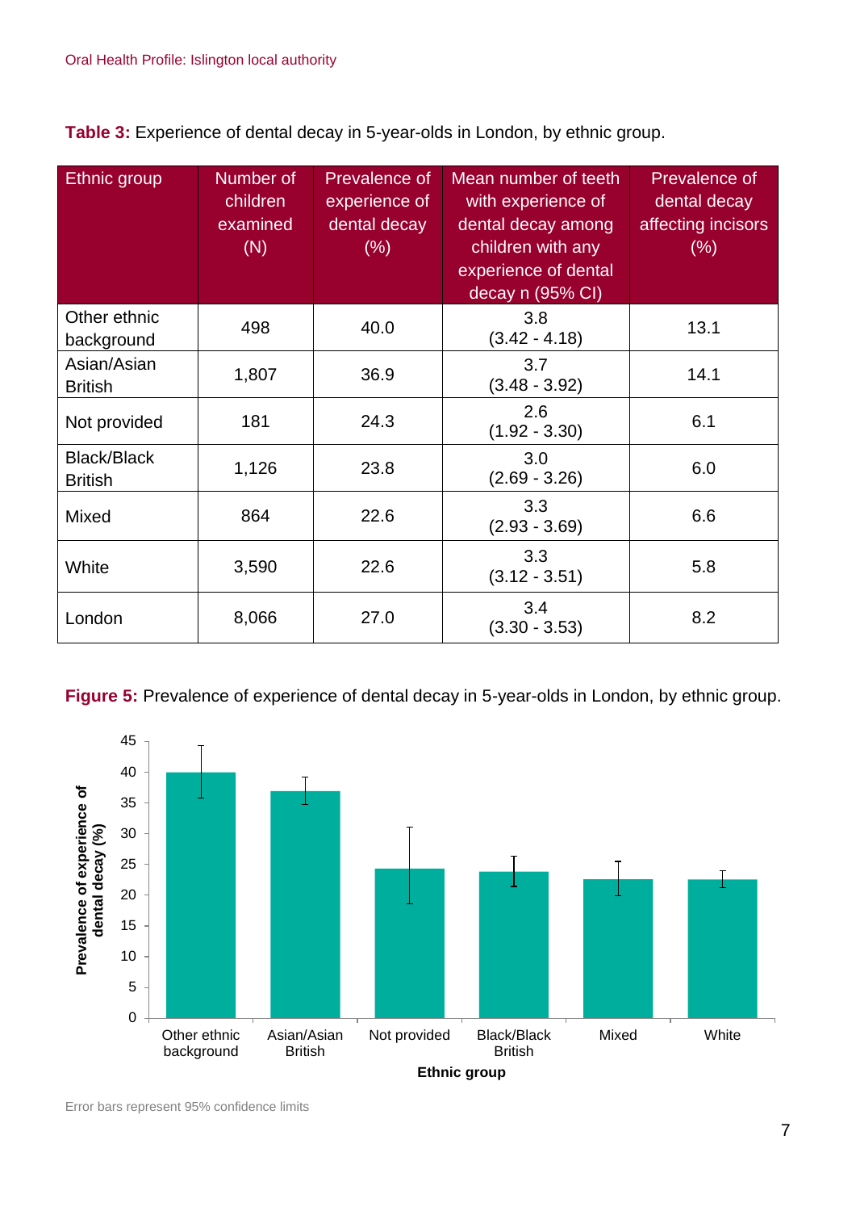**Table 3:** Experience of dental decay in 5-year-olds in London, by ethnic group.

| Ethnic group | Number of children examined (N) | Prevalence of experience of dental decay (%) | Mean number of teeth with experience of dental decay among children with any experience of dental decay n (95% CI) | Prevalence of dental decay affecting incisors (%) |
|---|---|---|---|---|
| Other ethnic background | 498 | 40.0 | 3.8 (3.42 - 4.18) | 13.1 |
| Asian/Asian British | 1,807 | 36.9 | 3.7 (3.48 - 3.92) | 14.1 |
| Not provided | 181 | 24.3 | 2.6 (1.92 - 3.30) | 6.1 |
| Black/Black British | 1,126 | 23.8 | 3.0 (2.69 - 3.26) | 6.0 |
| Mixed | 864 | 22.6 | 3.3 (2.93 - 3.69) | 6.6 |
| White | 3,590 | 22.6 | 3.3 (3.12 - 3.51) | 5.8 |
| London | 8,066 | 27.0 | 3.4 (3.30 - 3.53) | 8.2 |

**Figure 5:** Prevalence of experience of dental decay in 5-year-olds in London, by ethnic group.

Error bars represent 95% confidence limits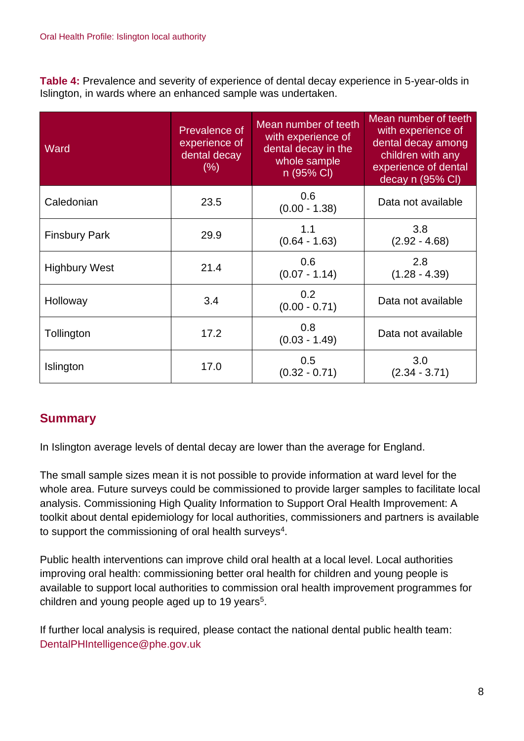**Table 4:** Prevalence and severity of experience of dental decay experience in 5-year-olds in Islington, in wards where an enhanced sample was undertaken.

| Ward | Prevalence of experience of dental decay (%) | Mean number of teeth with experience of dental decay in the whole sample n (95% CI) | Mean number of teeth with experience of dental decay among children with any experience of dental decay n (95% CI) |
|---|---|---|---|
| Caledonian | 23.5 | 0.6 (0.00 - 1.38) | Data not available |
| Finsbury Park | 29.9 | 1.1 (0.64 - 1.63) | 3.8 (2.92 - 4.68) |
| Highbury West | 21.4 | 0.6 (0.07 - 1.14) | 2.8 (1.28 - 4.39) |
| Holloway | 3.4 | 0.2 (0.00 - 0.71) | Data not available |
| Tollington | 17.2 | 0.8 (0.03 - 1.49) | Data not available |
| Islington | 17.0 | 0.5 (0.32 - 0.71) | 3.0 (2.34 - 3.71) |

## Summary

In Islington average levels of dental decay are lower than the average for England.

The small sample sizes mean it is not possible to provide information at ward level for the whole area. Future surveys could be commissioned to provide larger samples to facilitate local analysis. Commissioning High Quality Information to Support Oral Health Improvement: A toolkit about dental epidemiology for local authorities, commissioners and partners is available to support the commissioning of oral health surveys[4].

Public health interventions can improve child oral health at a local level. Local authorities improving oral health: commissioning better oral health for children and young people is available to support local authorities to commission oral health improvement programmes for children and young people aged up to 19 years[5].

If further local analysis is required, please contact the national dental public health team: DentalPHIntelligence@phe.gov.uk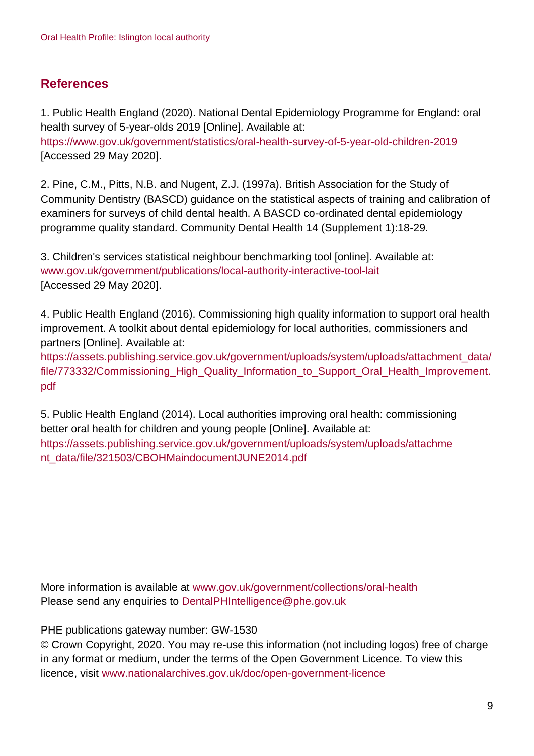## References

1. Public Health England (2020). National Dental Epidemiology Programme for England: oral health survey of 5-year-olds 2019 [Online]. Available at: https://www.gov.uk/government/statistics/oral-health-survey-of-5-year-old-children-2019 [Accessed 29 May 2020].

2. Pine, C.M., Pitts, N.B. and Nugent, Z.J. (1997a). British Association for the Study of Community Dentistry (BASCD) guidance on the statistical aspects of training and calibration of examiners for surveys of child dental health. A BASCD co-ordinated dental epidemiology programme quality standard. Community Dental Health 14 (Supplement 1):18-29.

3. Children's services statistical neighbour benchmarking tool [online]. Available at: www.gov.uk/government/publications/local-authority-interactive-tool-lait [Accessed 29 May 2020].

4. Public Health England (2016). Commissioning high quality information to support oral health improvement. A toolkit about dental epidemiology for local authorities, commissioners and partners [Online]. Available at: https://assets.publishing.service.gov.uk/government/uploads/system/uploads/attachment_data/file/773332/Commissioning_High_Quality_Information_to_Support_Oral_Health_Improvement.pdf

5. Public Health England (2014). Local authorities improving oral health: commissioning better oral health for children and young people [Online]. Available at: https://assets.publishing.service.gov.uk/government/uploads/system/uploads/attachment_data/file/321503/CBOHMaindocumentJUNE2014.pdf

More information is available at www.gov.uk/government/collections/oral-health
Please send any enquiries to DentalPHIntelligence@phe.gov.uk

PHE publications gateway number: GW-1530
© Crown Copyright, 2020. You may re-use this information (not including logos) free of charge in any format or medium, under the terms of the Open Government Licence. To view this licence, visit www.nationalarchives.gov.uk/doc/open-government-licence